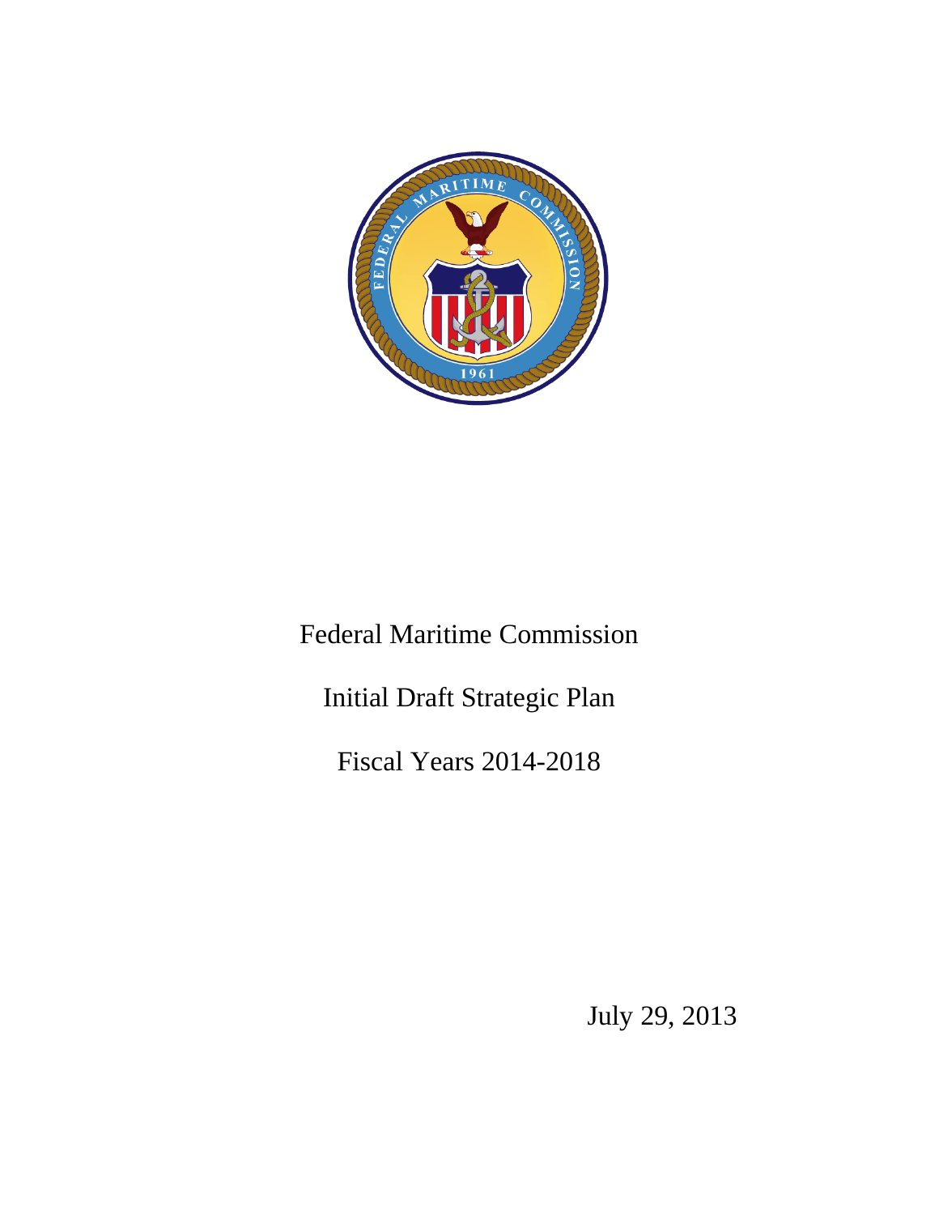# Federal Maritime Commission

## Initial Draft Strategic Plan

## Fiscal Years 2014-2018

July 29, 2013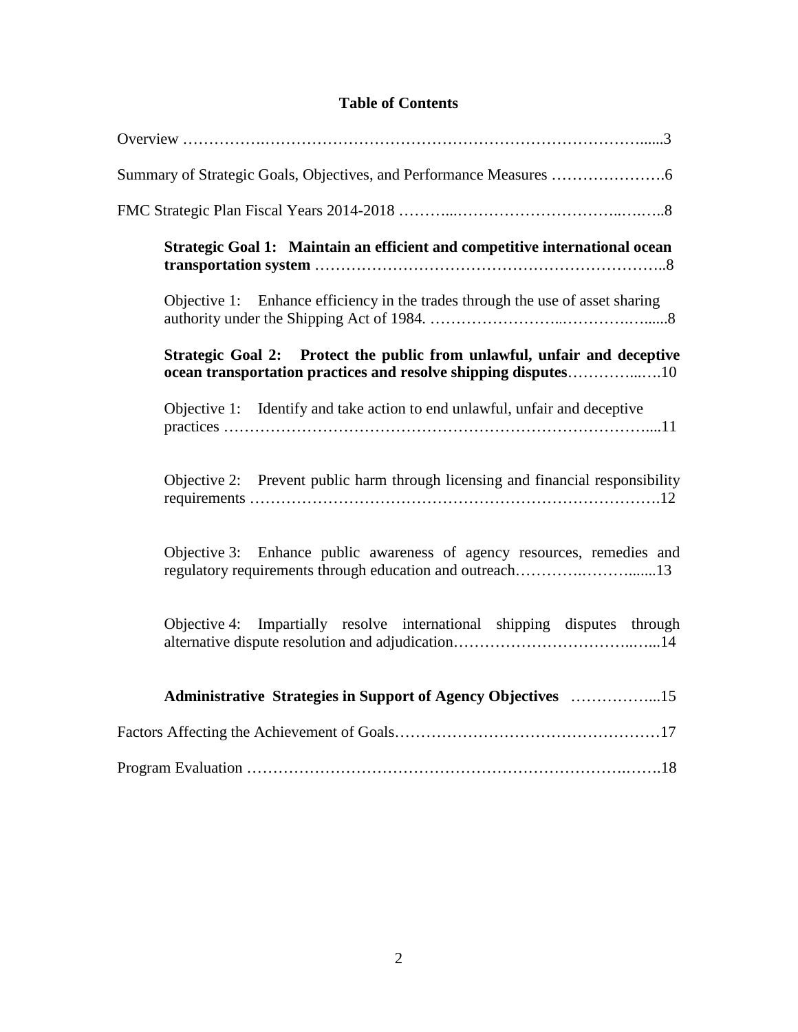## Table of Contents

Overview ……………………………………………………………………………………......3

Summary of Strategic Goals, Objectives, and Performance Measures ………………….6

FMC Strategic Plan Fiscal Years 2014-2018 ………...……………………………..……..8

**Strategic Goal 1: Maintain an efficient and competitive international ocean transportation system** ………………………………………………………..8

Objective 1: Enhance efficiency in the trades through the use of asset sharing authority under the Shipping Act of 1984. ……………………..………….…......8

**Strategic Goal 2: Protect the public from unlawful, unfair and deceptive ocean transportation practices and resolve shipping disputes**…………...….10

Objective 1: Identify and take action to end unlawful, unfair and deceptive practices ……………………………………………………………………....11

Objective 2: Prevent public harm through licensing and financial responsibility requirements ………………………………………………………………….12

Objective 3: Enhance public awareness of agency resources, remedies and regulatory requirements through education and outreach………….……….......13

Objective 4: Impartially resolve international shipping disputes through alternative dispute resolution and adjudication……………………………..…...14

**Administrative Strategies in Support of Agency Objectives** ……………...15

Factors Affecting the Achievement of Goals……………………………………………17

Program Evaluation ……………………………………………………………….…….18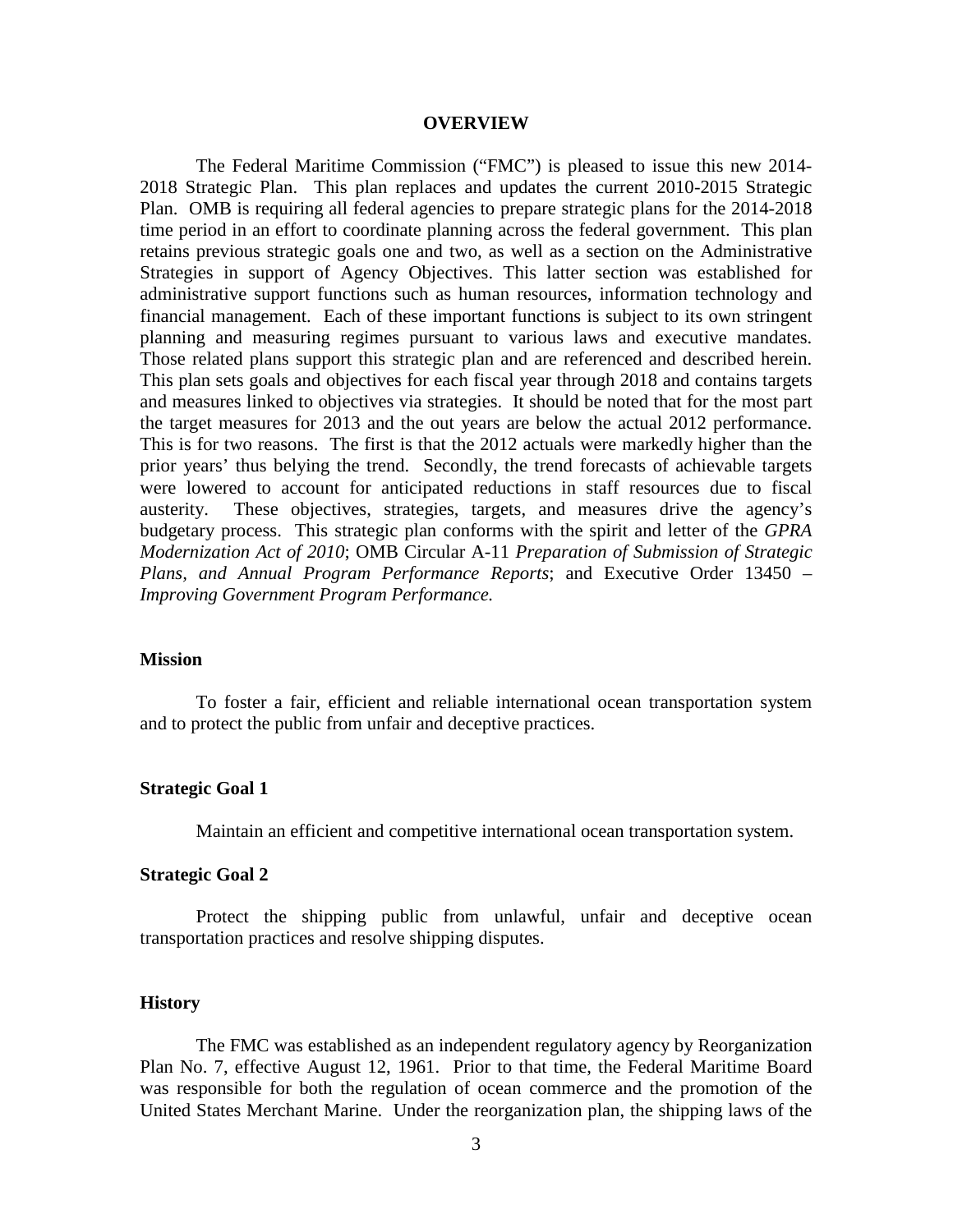## OVERVIEW

The Federal Maritime Commission ("FMC") is pleased to issue this new 2014-2018 Strategic Plan. This plan replaces and updates the current 2010-2015 Strategic Plan. OMB is requiring all federal agencies to prepare strategic plans for the 2014-2018 time period in an effort to coordinate planning across the federal government. This plan retains previous strategic goals one and two, as well as a section on the Administrative Strategies in support of Agency Objectives. This latter section was established for administrative support functions such as human resources, information technology and financial management. Each of these important functions is subject to its own stringent planning and measuring regimes pursuant to various laws and executive mandates. Those related plans support this strategic plan and are referenced and described herein. This plan sets goals and objectives for each fiscal year through 2018 and contains targets and measures linked to objectives via strategies. It should be noted that for the most part the target measures for 2013 and the out years are below the actual 2012 performance. This is for two reasons. The first is that the 2012 actuals were markedly higher than the prior years' thus belying the trend. Secondly, the trend forecasts of achievable targets were lowered to account for anticipated reductions in staff resources due to fiscal austerity. These objectives, strategies, targets, and measures drive the agency's budgetary process. This strategic plan conforms with the spirit and letter of the *GPRA Modernization Act of 2010*; OMB Circular A-11 *Preparation of Submission of Strategic Plans, and Annual Program Performance Reports*; and Executive Order 13450 – *Improving Government Program Performance.*

### Mission

To foster a fair, efficient and reliable international ocean transportation system and to protect the public from unfair and deceptive practices.

### Strategic Goal 1

Maintain an efficient and competitive international ocean transportation system.

### Strategic Goal 2

Protect the shipping public from unlawful, unfair and deceptive ocean transportation practices and resolve shipping disputes.

### History

The FMC was established as an independent regulatory agency by Reorganization Plan No. 7, effective August 12, 1961. Prior to that time, the Federal Maritime Board was responsible for both the regulation of ocean commerce and the promotion of the United States Merchant Marine. Under the reorganization plan, the shipping laws of the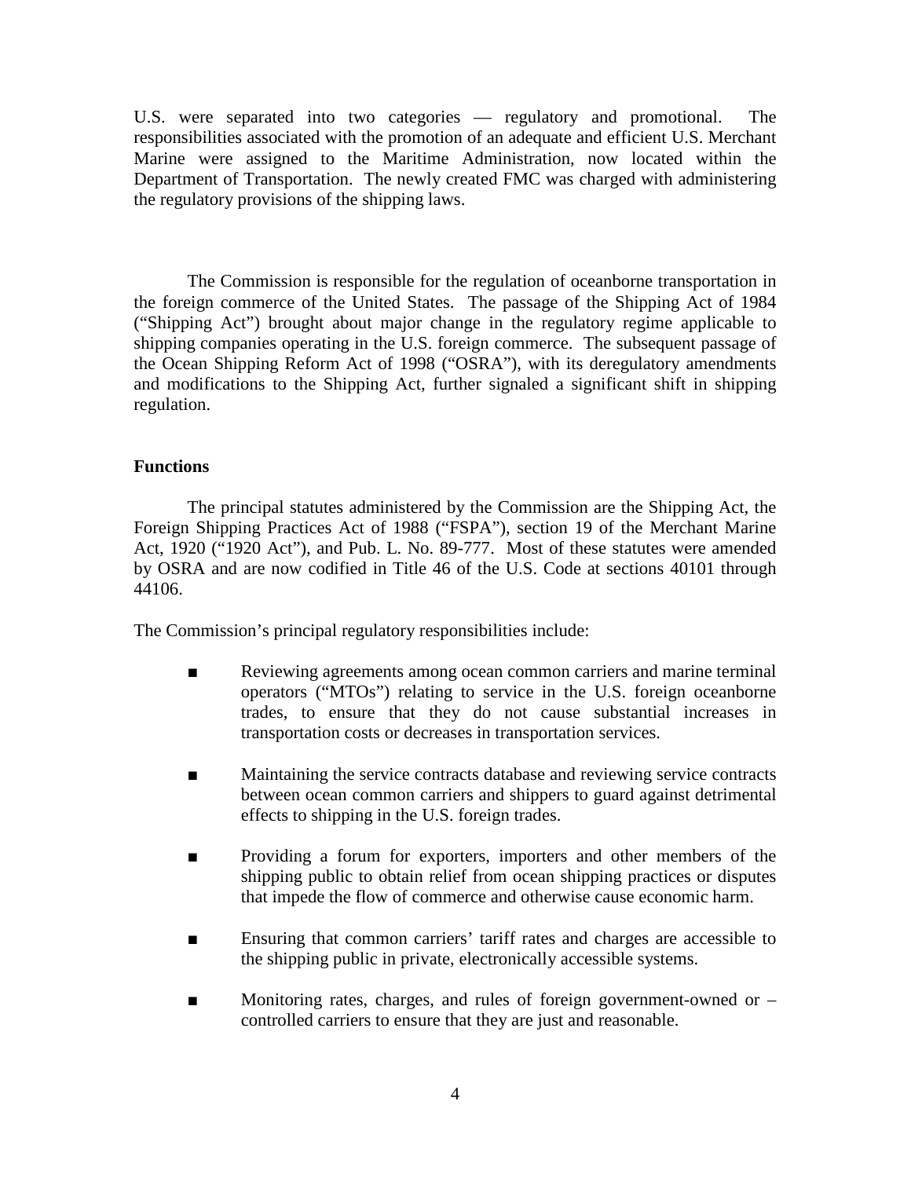U.S. were separated into two categories — regulatory and promotional. The responsibilities associated with the promotion of an adequate and efficient U.S. Merchant Marine were assigned to the Maritime Administration, now located within the Department of Transportation. The newly created FMC was charged with administering the regulatory provisions of the shipping laws.

The Commission is responsible for the regulation of oceanborne transportation in the foreign commerce of the United States. The passage of the Shipping Act of 1984 ("Shipping Act") brought about major change in the regulatory regime applicable to shipping companies operating in the U.S. foreign commerce. The subsequent passage of the Ocean Shipping Reform Act of 1998 ("OSRA"), with its deregulatory amendments and modifications to the Shipping Act, further signaled a significant shift in shipping regulation.

**Functions**

The principal statutes administered by the Commission are the Shipping Act, the Foreign Shipping Practices Act of 1988 ("FSPA"), section 19 of the Merchant Marine Act, 1920 ("1920 Act"), and Pub. L. No. 89-777. Most of these statutes were amended by OSRA and are now codified in Title 46 of the U.S. Code at sections 40101 through 44106.

The Commission's principal regulatory responsibilities include:

- Reviewing agreements among ocean common carriers and marine terminal operators ("MTOs") relating to service in the U.S. foreign oceanborne trades, to ensure that they do not cause substantial increases in transportation costs or decreases in transportation services.

- Maintaining the service contracts database and reviewing service contracts between ocean common carriers and shippers to guard against detrimental effects to shipping in the U.S. foreign trades.

- Providing a forum for exporters, importers and other members of the shipping public to obtain relief from ocean shipping practices or disputes that impede the flow of commerce and otherwise cause economic harm.

- Ensuring that common carriers' tariff rates and charges are accessible to the shipping public in private, electronically accessible systems.

- Monitoring rates, charges, and rules of foreign government-owned or – controlled carriers to ensure that they are just and reasonable.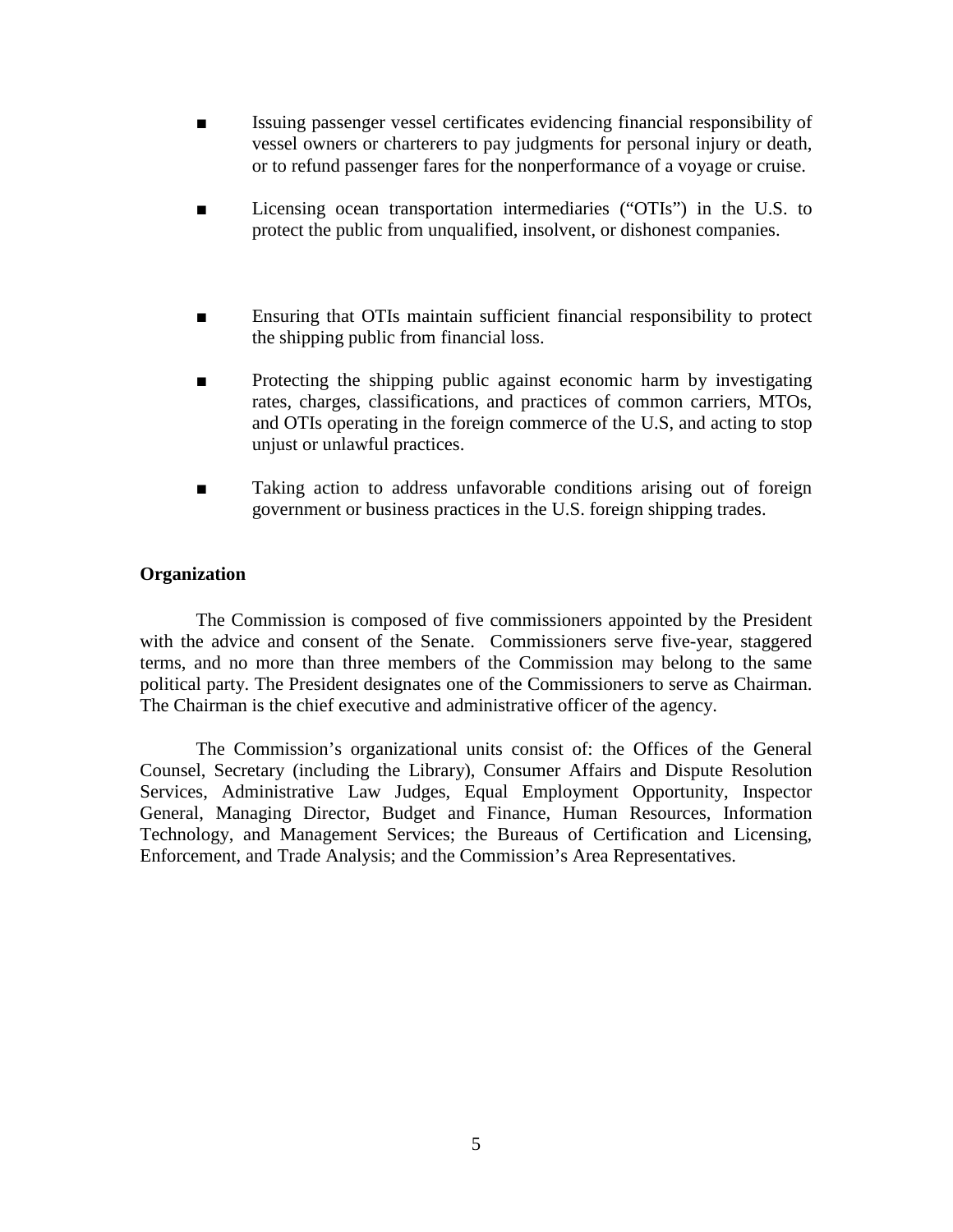- Issuing passenger vessel certificates evidencing financial responsibility of vessel owners or charterers to pay judgments for personal injury or death, or to refund passenger fares for the nonperformance of a voyage or cruise.

- Licensing ocean transportation intermediaries ("OTIs") in the U.S. to protect the public from unqualified, insolvent, or dishonest companies.

- Ensuring that OTIs maintain sufficient financial responsibility to protect the shipping public from financial loss.

- Protecting the shipping public against economic harm by investigating rates, charges, classifications, and practices of common carriers, MTOs, and OTIs operating in the foreign commerce of the U.S, and acting to stop unjust or unlawful practices.

- Taking action to address unfavorable conditions arising out of foreign government or business practices in the U.S. foreign shipping trades.

**Organization**

The Commission is composed of five commissioners appointed by the President with the advice and consent of the Senate. Commissioners serve five-year, staggered terms, and no more than three members of the Commission may belong to the same political party. The President designates one of the Commissioners to serve as Chairman. The Chairman is the chief executive and administrative officer of the agency.

The Commission's organizational units consist of: the Offices of the General Counsel, Secretary (including the Library), Consumer Affairs and Dispute Resolution Services, Administrative Law Judges, Equal Employment Opportunity, Inspector General, Managing Director, Budget and Finance, Human Resources, Information Technology, and Management Services; the Bureaus of Certification and Licensing, Enforcement, and Trade Analysis; and the Commission's Area Representatives.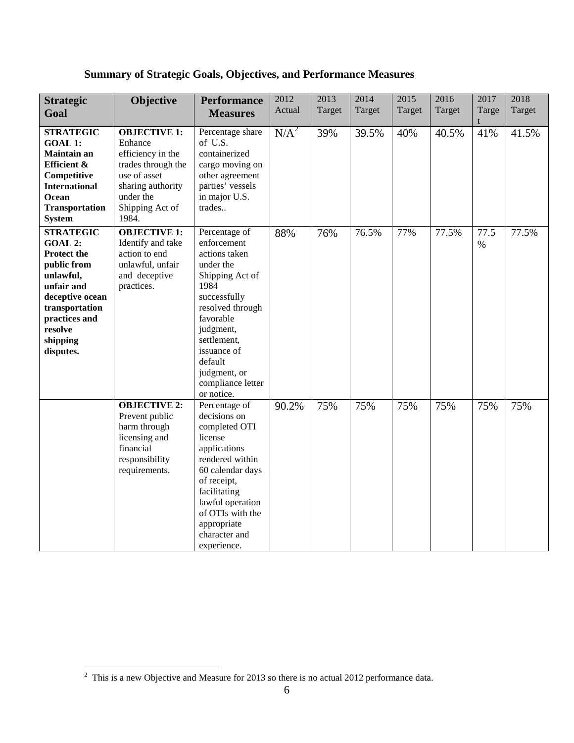## Summary of Strategic Goals, Objectives, and Performance Measures

| Strategic Goal | Objective | Performance Measures | 2012 Actual | 2013 Target | 2014 Target | 2015 Target | 2016 Target | 2017 Target | 2018 Target |
|---|---|---|---|---|---|---|---|---|---|
| **STRATEGIC GOAL 1: Maintain an Efficient & Competitive International Ocean Transportation System** | **OBJECTIVE 1:** Enhance efficiency in the trades through the use of asset sharing authority under the Shipping Act of 1984. | Percentage share of U.S. containerized cargo moving on other agreement parties' vessels in major U.S. trades.. | N/A[2] | 39% | 39.5% | 40% | 40.5% | 41% | 41.5% |
| **STRATEGIC GOAL 2: Protect the public from unlawful, unfair and deceptive ocean transportation practices and resolve shipping disputes.** | **OBJECTIVE 1:** Identify and take action to end unlawful, unfair and deceptive practices. | Percentage of enforcement actions taken under the Shipping Act of 1984 successfully resolved through favorable judgment, settlement, issuance of default judgment, or compliance letter or notice. | 88% | 76% | 76.5% | 77% | 77.5% | 77.5 % | 77.5% |
| | **OBJECTIVE 2:** Prevent public harm through licensing and financial responsibility requirements. | Percentage of decisions on completed OTI license applications rendered within 60 calendar days of receipt, facilitating lawful operation of OTIs with the appropriate character and experience. | 90.2% | 75% | 75% | 75% | 75% | 75% | 75% |

[2] This is a new Objective and Measure for 2013 so there is no actual 2012 performance data.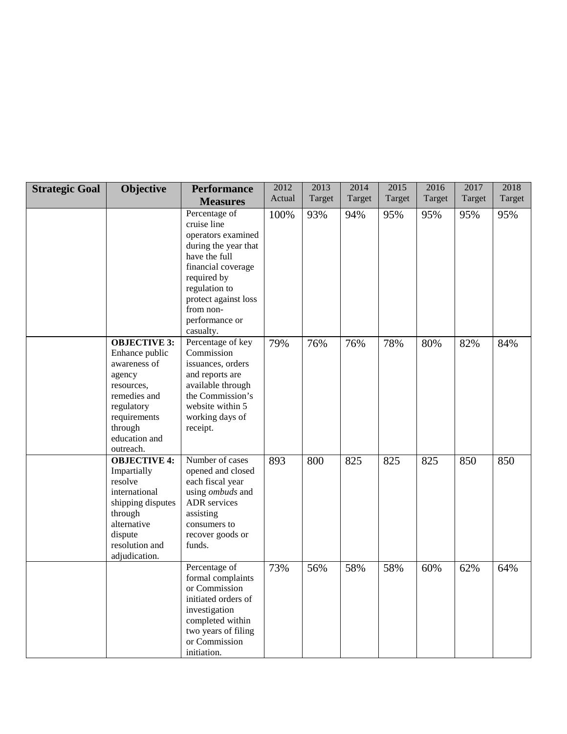| Strategic Goal | Objective | Performance Measures | 2012 Actual | 2013 Target | 2014 Target | 2015 Target | 2016 Target | 2017 Target | 2018 Target |
|---|---|---|---|---|---|---|---|---|---|
| | | Percentage of cruise line operators examined during the year that have the full financial coverage required by regulation to protect against loss from non-performance or casualty. | 100% | 93% | 94% | 95% | 95% | 95% | 95% |
| | **OBJECTIVE 3:** Enhance public awareness of agency resources, remedies and regulatory requirements through education and outreach. | Percentage of key Commission issuances, orders and reports are available through the Commission's website within 5 working days of receipt. | 79% | 76% | 76% | 78% | 80% | 82% | 84% |
| | **OBJECTIVE 4:** Impartially resolve international shipping disputes through alternative dispute resolution and adjudication. | Number of cases opened and closed each fiscal year using *ombuds* and ADR services assisting consumers to recover goods or funds. | 893 | 800 | 825 | 825 | 825 | 850 | 850 |
| | | Percentage of formal complaints or Commission initiated orders of investigation completed within two years of filing or Commission initiation. | 73% | 56% | 58% | 58% | 60% | 62% | 64% |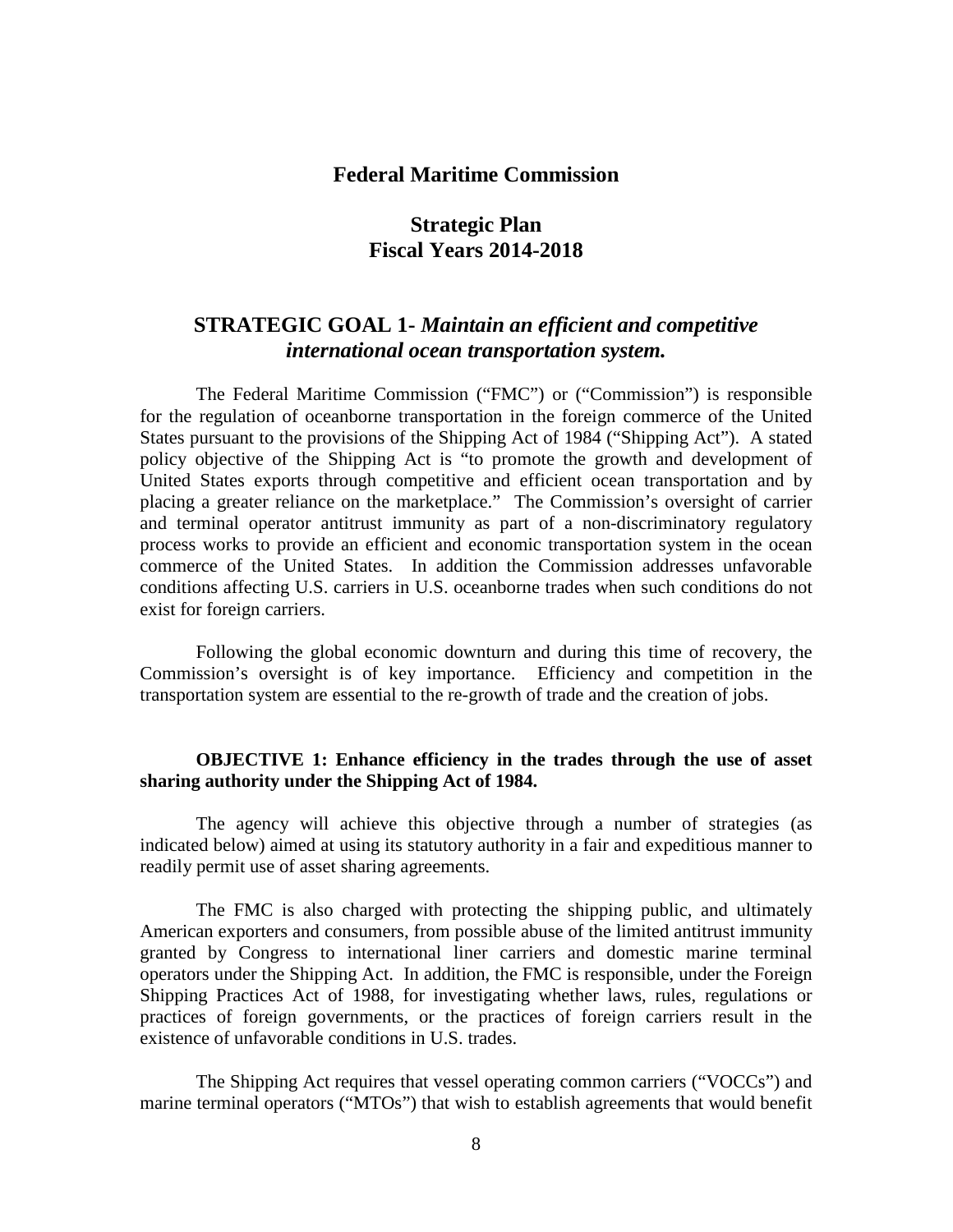# Federal Maritime Commission

## Strategic Plan
## Fiscal Years 2014-2018

## STRATEGIC GOAL 1- *Maintain an efficient and competitive international ocean transportation system.*

The Federal Maritime Commission ("FMC") or ("Commission") is responsible for the regulation of oceanborne transportation in the foreign commerce of the United States pursuant to the provisions of the Shipping Act of 1984 ("Shipping Act"). A stated policy objective of the Shipping Act is "to promote the growth and development of United States exports through competitive and efficient ocean transportation and by placing a greater reliance on the marketplace." The Commission's oversight of carrier and terminal operator antitrust immunity as part of a non-discriminatory regulatory process works to provide an efficient and economic transportation system in the ocean commerce of the United States. In addition the Commission addresses unfavorable conditions affecting U.S. carriers in U.S. oceanborne trades when such conditions do not exist for foreign carriers.

Following the global economic downturn and during this time of recovery, the Commission's oversight is of key importance. Efficiency and competition in the transportation system are essential to the re-growth of trade and the creation of jobs.

**OBJECTIVE 1: Enhance efficiency in the trades through the use of asset sharing authority under the Shipping Act of 1984.**

The agency will achieve this objective through a number of strategies (as indicated below) aimed at using its statutory authority in a fair and expeditious manner to readily permit use of asset sharing agreements.

The FMC is also charged with protecting the shipping public, and ultimately American exporters and consumers, from possible abuse of the limited antitrust immunity granted by Congress to international liner carriers and domestic marine terminal operators under the Shipping Act. In addition, the FMC is responsible, under the Foreign Shipping Practices Act of 1988, for investigating whether laws, rules, regulations or practices of foreign governments, or the practices of foreign carriers result in the existence of unfavorable conditions in U.S. trades.

The Shipping Act requires that vessel operating common carriers ("VOCCs") and marine terminal operators ("MTOs") that wish to establish agreements that would benefit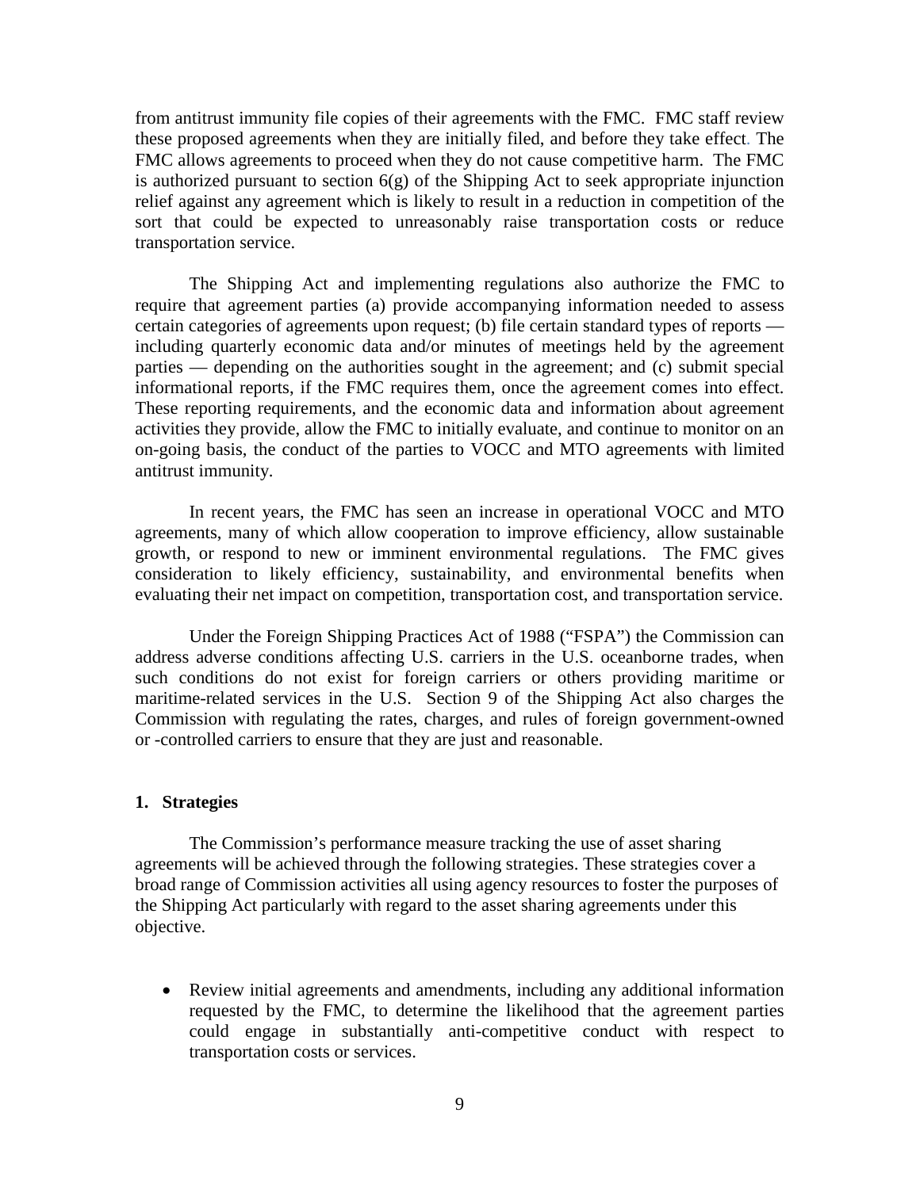from antitrust immunity file copies of their agreements with the FMC. FMC staff review these proposed agreements when they are initially filed, and before they take effect. The FMC allows agreements to proceed when they do not cause competitive harm. The FMC is authorized pursuant to section 6(g) of the Shipping Act to seek appropriate injunction relief against any agreement which is likely to result in a reduction in competition of the sort that could be expected to unreasonably raise transportation costs or reduce transportation service.

The Shipping Act and implementing regulations also authorize the FMC to require that agreement parties (a) provide accompanying information needed to assess certain categories of agreements upon request; (b) file certain standard types of reports — including quarterly economic data and/or minutes of meetings held by the agreement parties — depending on the authorities sought in the agreement; and (c) submit special informational reports, if the FMC requires them, once the agreement comes into effect. These reporting requirements, and the economic data and information about agreement activities they provide, allow the FMC to initially evaluate, and continue to monitor on an on-going basis, the conduct of the parties to VOCC and MTO agreements with limited antitrust immunity.

In recent years, the FMC has seen an increase in operational VOCC and MTO agreements, many of which allow cooperation to improve efficiency, allow sustainable growth, or respond to new or imminent environmental regulations. The FMC gives consideration to likely efficiency, sustainability, and environmental benefits when evaluating their net impact on competition, transportation cost, and transportation service.

Under the Foreign Shipping Practices Act of 1988 ("FSPA") the Commission can address adverse conditions affecting U.S. carriers in the U.S. oceanborne trades, when such conditions do not exist for foreign carriers or others providing maritime or maritime-related services in the U.S. Section 9 of the Shipping Act also charges the Commission with regulating the rates, charges, and rules of foreign government-owned or -controlled carriers to ensure that they are just and reasonable.

#### 1. Strategies

The Commission's performance measure tracking the use of asset sharing agreements will be achieved through the following strategies. These strategies cover a broad range of Commission activities all using agency resources to foster the purposes of the Shipping Act particularly with regard to the asset sharing agreements under this objective.

- Review initial agreements and amendments, including any additional information requested by the FMC, to determine the likelihood that the agreement parties could engage in substantially anti-competitive conduct with respect to transportation costs or services.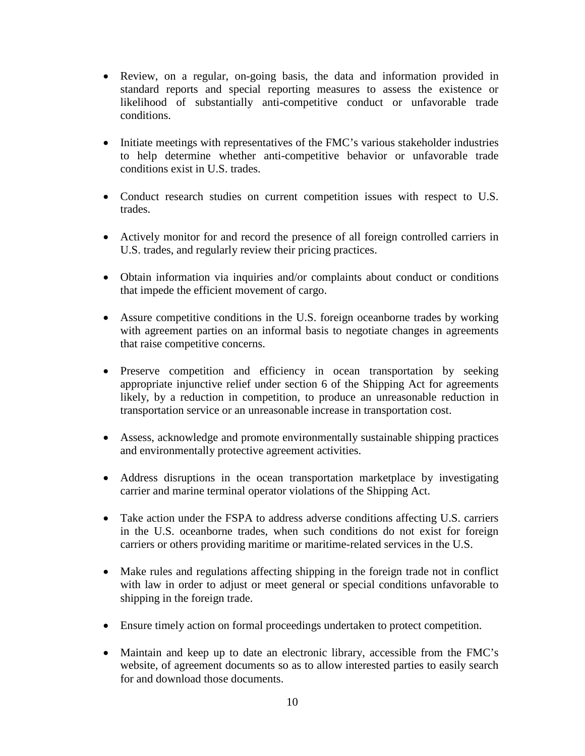- Review, on a regular, on-going basis, the data and information provided in standard reports and special reporting measures to assess the existence or likelihood of substantially anti-competitive conduct or unfavorable trade conditions.

- Initiate meetings with representatives of the FMC's various stakeholder industries to help determine whether anti-competitive behavior or unfavorable trade conditions exist in U.S. trades.

- Conduct research studies on current competition issues with respect to U.S. trades.

- Actively monitor for and record the presence of all foreign controlled carriers in U.S. trades, and regularly review their pricing practices.

- Obtain information via inquiries and/or complaints about conduct or conditions that impede the efficient movement of cargo.

- Assure competitive conditions in the U.S. foreign oceanborne trades by working with agreement parties on an informal basis to negotiate changes in agreements that raise competitive concerns.

- Preserve competition and efficiency in ocean transportation by seeking appropriate injunctive relief under section 6 of the Shipping Act for agreements likely, by a reduction in competition, to produce an unreasonable reduction in transportation service or an unreasonable increase in transportation cost.

- Assess, acknowledge and promote environmentally sustainable shipping practices and environmentally protective agreement activities.

- Address disruptions in the ocean transportation marketplace by investigating carrier and marine terminal operator violations of the Shipping Act.

- Take action under the FSPA to address adverse conditions affecting U.S. carriers in the U.S. oceanborne trades, when such conditions do not exist for foreign carriers or others providing maritime or maritime-related services in the U.S.

- Make rules and regulations affecting shipping in the foreign trade not in conflict with law in order to adjust or meet general or special conditions unfavorable to shipping in the foreign trade.

- Ensure timely action on formal proceedings undertaken to protect competition.

- Maintain and keep up to date an electronic library, accessible from the FMC's website, of agreement documents so as to allow interested parties to easily search for and download those documents.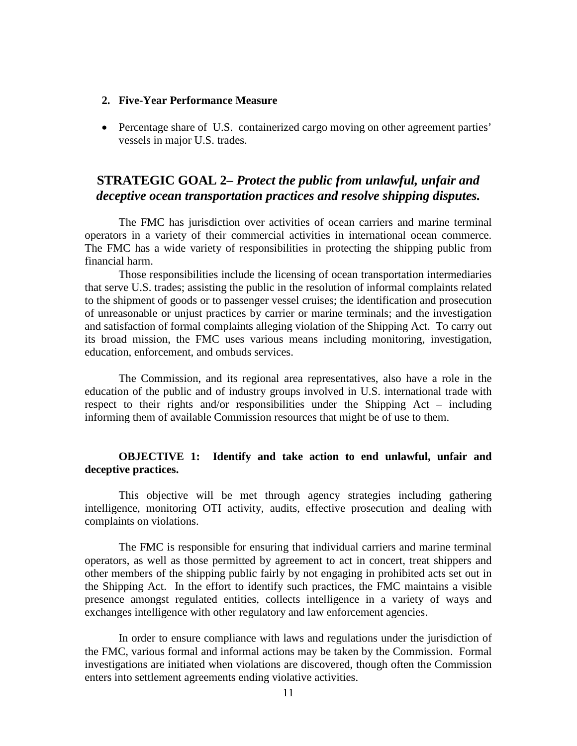**2. Five-Year Performance Measure**

- Percentage share of U.S. containerized cargo moving on other agreement parties' vessels in major U.S. trades.

## STRATEGIC GOAL 2– *Protect the public from unlawful, unfair and deceptive ocean transportation practices and resolve shipping disputes.*

The FMC has jurisdiction over activities of ocean carriers and marine terminal operators in a variety of their commercial activities in international ocean commerce. The FMC has a wide variety of responsibilities in protecting the shipping public from financial harm.

Those responsibilities include the licensing of ocean transportation intermediaries that serve U.S. trades; assisting the public in the resolution of informal complaints related to the shipment of goods or to passenger vessel cruises; the identification and prosecution of unreasonable or unjust practices by carrier or marine terminals; and the investigation and satisfaction of formal complaints alleging violation of the Shipping Act. To carry out its broad mission, the FMC uses various means including monitoring, investigation, education, enforcement, and ombuds services.

The Commission, and its regional area representatives, also have a role in the education of the public and of industry groups involved in U.S. international trade with respect to their rights and/or responsibilities under the Shipping Act – including informing them of available Commission resources that might be of use to them.

**OBJECTIVE 1: Identify and take action to end unlawful, unfair and deceptive practices.**

This objective will be met through agency strategies including gathering intelligence, monitoring OTI activity, audits, effective prosecution and dealing with complaints on violations.

The FMC is responsible for ensuring that individual carriers and marine terminal operators, as well as those permitted by agreement to act in concert, treat shippers and other members of the shipping public fairly by not engaging in prohibited acts set out in the Shipping Act. In the effort to identify such practices, the FMC maintains a visible presence amongst regulated entities, collects intelligence in a variety of ways and exchanges intelligence with other regulatory and law enforcement agencies.

In order to ensure compliance with laws and regulations under the jurisdiction of the FMC, various formal and informal actions may be taken by the Commission. Formal investigations are initiated when violations are discovered, though often the Commission enters into settlement agreements ending violative activities.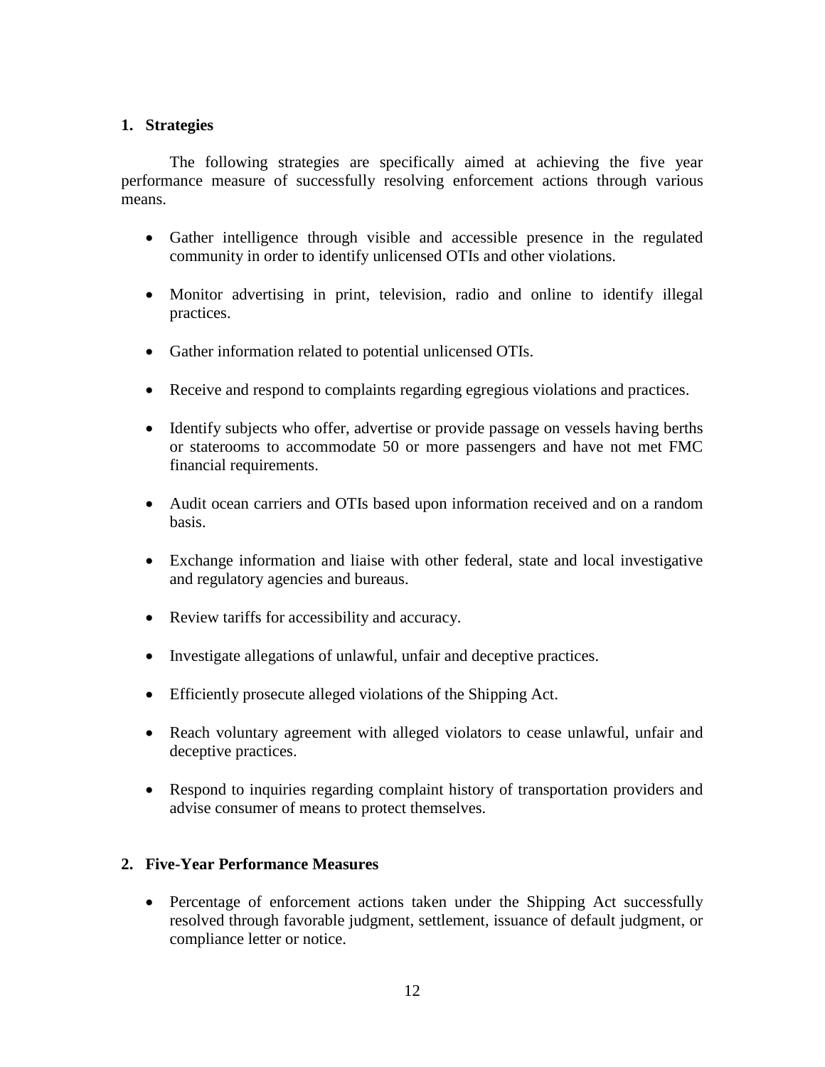**1. Strategies**

The following strategies are specifically aimed at achieving the five year performance measure of successfully resolving enforcement actions through various means.

- Gather intelligence through visible and accessible presence in the regulated community in order to identify unlicensed OTIs and other violations.
- Monitor advertising in print, television, radio and online to identify illegal practices.
- Gather information related to potential unlicensed OTIs.
- Receive and respond to complaints regarding egregious violations and practices.
- Identify subjects who offer, advertise or provide passage on vessels having berths or staterooms to accommodate 50 or more passengers and have not met FMC financial requirements.
- Audit ocean carriers and OTIs based upon information received and on a random basis.
- Exchange information and liaise with other federal, state and local investigative and regulatory agencies and bureaus.
- Review tariffs for accessibility and accuracy.
- Investigate allegations of unlawful, unfair and deceptive practices.
- Efficiently prosecute alleged violations of the Shipping Act.
- Reach voluntary agreement with alleged violators to cease unlawful, unfair and deceptive practices.
- Respond to inquiries regarding complaint history of transportation providers and advise consumer of means to protect themselves.

**2. Five-Year Performance Measures**

- Percentage of enforcement actions taken under the Shipping Act successfully resolved through favorable judgment, settlement, issuance of default judgment, or compliance letter or notice.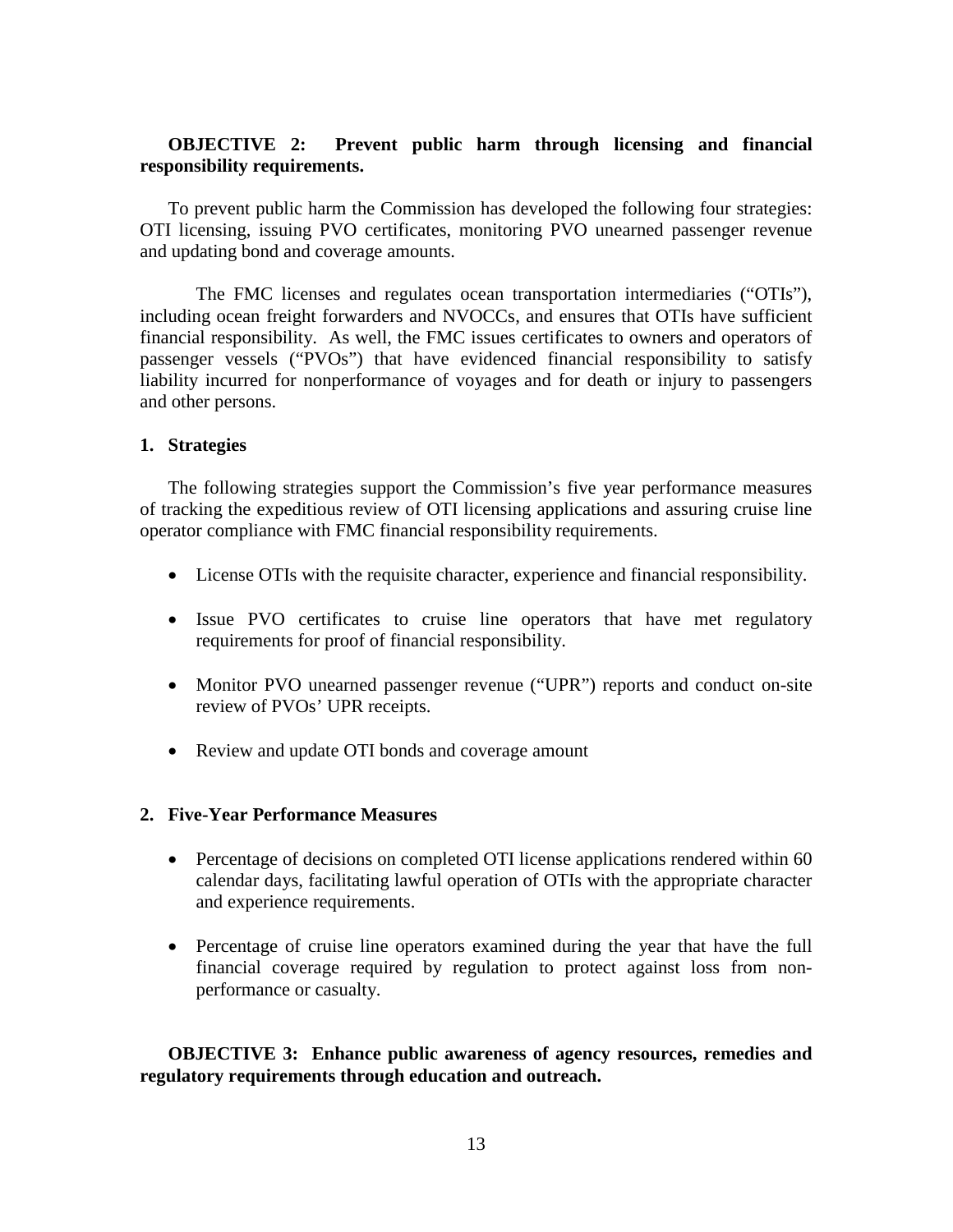**OBJECTIVE 2: Prevent public harm through licensing and financial responsibility requirements.**

To prevent public harm the Commission has developed the following four strategies: OTI licensing, issuing PVO certificates, monitoring PVO unearned passenger revenue and updating bond and coverage amounts.

The FMC licenses and regulates ocean transportation intermediaries ("OTIs"), including ocean freight forwarders and NVOCCs, and ensures that OTIs have sufficient financial responsibility. As well, the FMC issues certificates to owners and operators of passenger vessels ("PVOs") that have evidenced financial responsibility to satisfy liability incurred for nonperformance of voyages and for death or injury to passengers and other persons.

**1. Strategies**

The following strategies support the Commission's five year performance measures of tracking the expeditious review of OTI licensing applications and assuring cruise line operator compliance with FMC financial responsibility requirements.

- License OTIs with the requisite character, experience and financial responsibility.
- Issue PVO certificates to cruise line operators that have met regulatory requirements for proof of financial responsibility.
- Monitor PVO unearned passenger revenue ("UPR") reports and conduct on-site review of PVOs' UPR receipts.
- Review and update OTI bonds and coverage amount

**2. Five-Year Performance Measures**

- Percentage of decisions on completed OTI license applications rendered within 60 calendar days, facilitating lawful operation of OTIs with the appropriate character and experience requirements.
- Percentage of cruise line operators examined during the year that have the full financial coverage required by regulation to protect against loss from non-performance or casualty.

**OBJECTIVE 3: Enhance public awareness of agency resources, remedies and regulatory requirements through education and outreach.**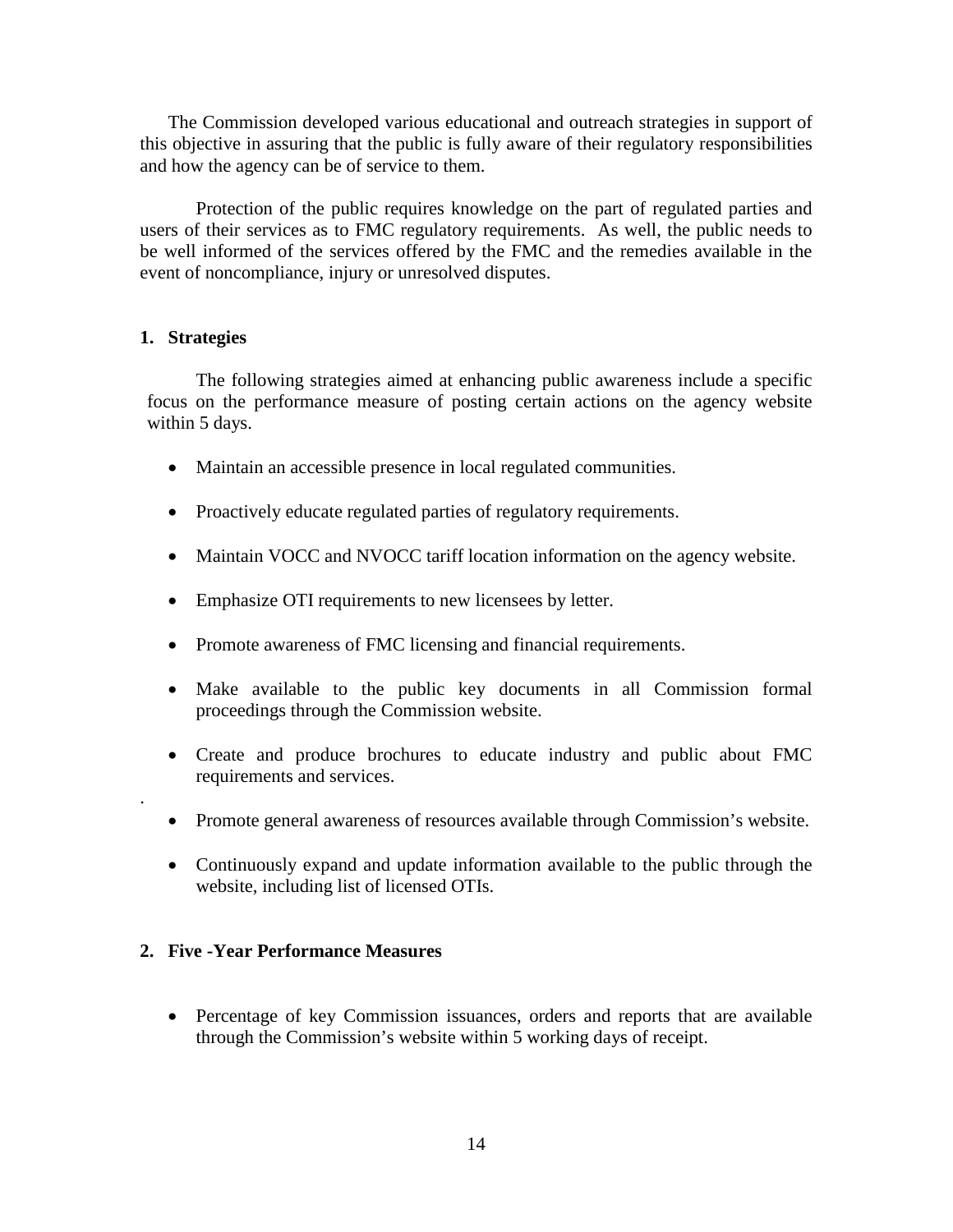The Commission developed various educational and outreach strategies in support of this objective in assuring that the public is fully aware of their regulatory responsibilities and how the agency can be of service to them.

Protection of the public requires knowledge on the part of regulated parties and users of their services as to FMC regulatory requirements. As well, the public needs to be well informed of the services offered by the FMC and the remedies available in the event of noncompliance, injury or unresolved disputes.

**1. Strategies**

The following strategies aimed at enhancing public awareness include a specific focus on the performance measure of posting certain actions on the agency website within 5 days.

- Maintain an accessible presence in local regulated communities.
- Proactively educate regulated parties of regulatory requirements.
- Maintain VOCC and NVOCC tariff location information on the agency website.
- Emphasize OTI requirements to new licensees by letter.
- Promote awareness of FMC licensing and financial requirements.
- Make available to the public key documents in all Commission formal proceedings through the Commission website.
- Create and produce brochures to educate industry and public about FMC requirements and services.
- Promote general awareness of resources available through Commission's website.
- Continuously expand and update information available to the public through the website, including list of licensed OTIs.

**2. Five -Year Performance Measures**

- Percentage of key Commission issuances, orders and reports that are available through the Commission's website within 5 working days of receipt.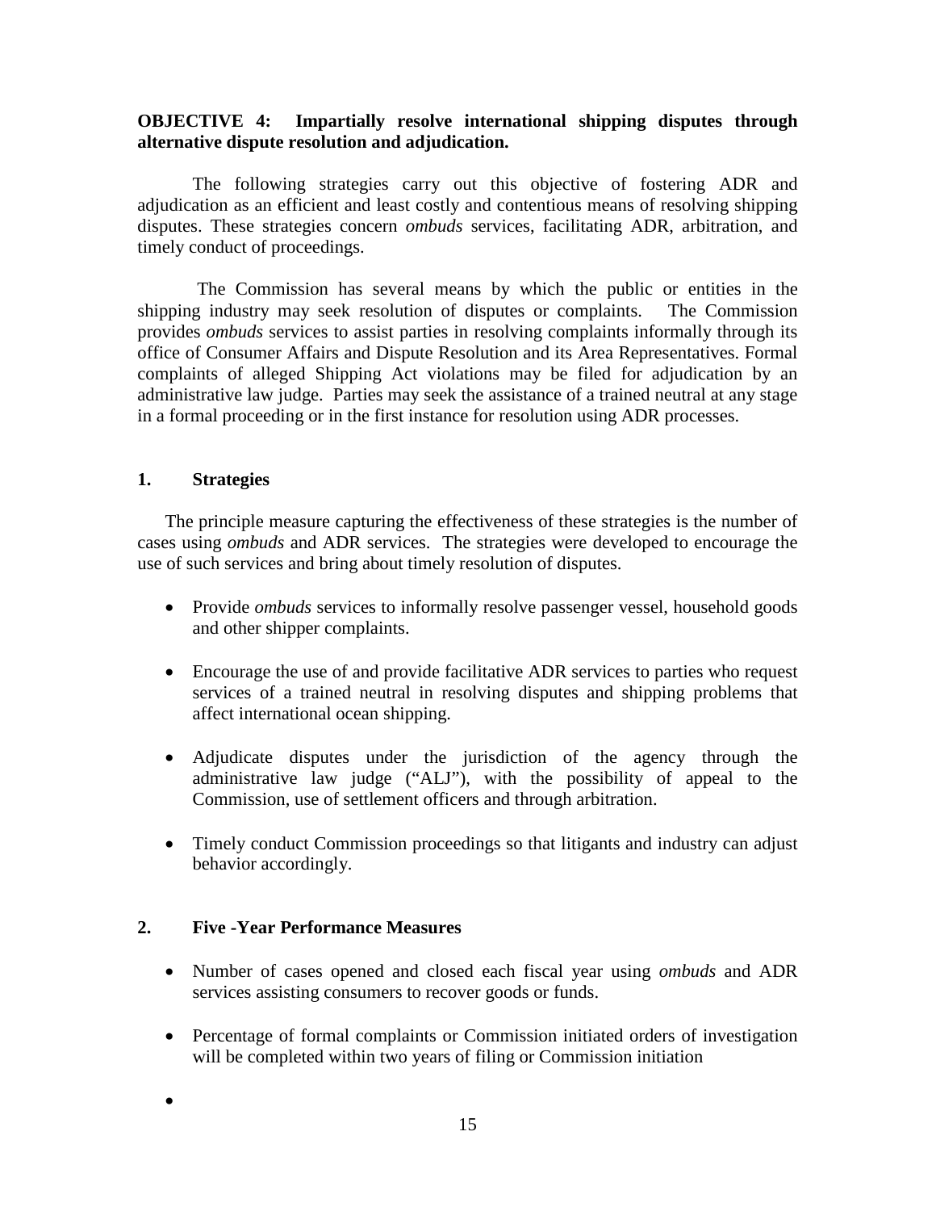**OBJECTIVE 4: Impartially resolve international shipping disputes through alternative dispute resolution and adjudication.**

The following strategies carry out this objective of fostering ADR and adjudication as an efficient and least costly and contentious means of resolving shipping disputes. These strategies concern *ombuds* services, facilitating ADR, arbitration, and timely conduct of proceedings.

The Commission has several means by which the public or entities in the shipping industry may seek resolution of disputes or complaints. The Commission provides *ombuds* services to assist parties in resolving complaints informally through its office of Consumer Affairs and Dispute Resolution and its Area Representatives. Formal complaints of alleged Shipping Act violations may be filed for adjudication by an administrative law judge. Parties may seek the assistance of a trained neutral at any stage in a formal proceeding or in the first instance for resolution using ADR processes.

## 1. Strategies

The principle measure capturing the effectiveness of these strategies is the number of cases using *ombuds* and ADR services. The strategies were developed to encourage the use of such services and bring about timely resolution of disputes.

- Provide *ombuds* services to informally resolve passenger vessel, household goods and other shipper complaints.
- Encourage the use of and provide facilitative ADR services to parties who request services of a trained neutral in resolving disputes and shipping problems that affect international ocean shipping.
- Adjudicate disputes under the jurisdiction of the agency through the administrative law judge ("ALJ"), with the possibility of appeal to the Commission, use of settlement officers and through arbitration.
- Timely conduct Commission proceedings so that litigants and industry can adjust behavior accordingly.

## 2. Five -Year Performance Measures

- Number of cases opened and closed each fiscal year using *ombuds* and ADR services assisting consumers to recover goods or funds.
- Percentage of formal complaints or Commission initiated orders of investigation will be completed within two years of filing or Commission initiation
-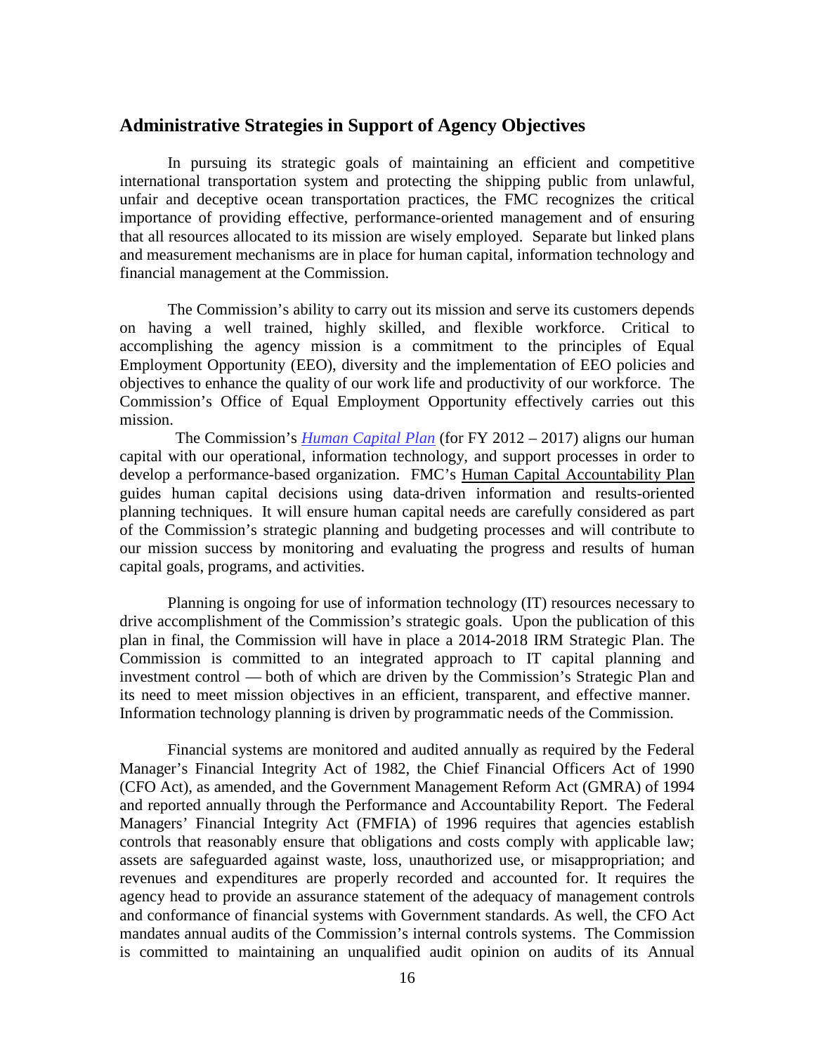## Administrative Strategies in Support of Agency Objectives

In pursuing its strategic goals of maintaining an efficient and competitive international transportation system and protecting the shipping public from unlawful, unfair and deceptive ocean transportation practices, the FMC recognizes the critical importance of providing effective, performance-oriented management and of ensuring that all resources allocated to its mission are wisely employed. Separate but linked plans and measurement mechanisms are in place for human capital, information technology and financial management at the Commission.

The Commission's ability to carry out its mission and serve its customers depends on having a well trained, highly skilled, and flexible workforce. Critical to accomplishing the agency mission is a commitment to the principles of Equal Employment Opportunity (EEO), diversity and the implementation of EEO policies and objectives to enhance the quality of our work life and productivity of our workforce. The Commission's Office of Equal Employment Opportunity effectively carries out this mission.

The Commission's *Human Capital Plan* (for FY 2012 – 2017) aligns our human capital with our operational, information technology, and support processes in order to develop a performance-based organization. FMC's Human Capital Accountability Plan guides human capital decisions using data-driven information and results-oriented planning techniques. It will ensure human capital needs are carefully considered as part of the Commission's strategic planning and budgeting processes and will contribute to our mission success by monitoring and evaluating the progress and results of human capital goals, programs, and activities.

Planning is ongoing for use of information technology (IT) resources necessary to drive accomplishment of the Commission's strategic goals. Upon the publication of this plan in final, the Commission will have in place a 2014-2018 IRM Strategic Plan. The Commission is committed to an integrated approach to IT capital planning and investment control — both of which are driven by the Commission's Strategic Plan and its need to meet mission objectives in an efficient, transparent, and effective manner. Information technology planning is driven by programmatic needs of the Commission.

Financial systems are monitored and audited annually as required by the Federal Manager's Financial Integrity Act of 1982, the Chief Financial Officers Act of 1990 (CFO Act), as amended, and the Government Management Reform Act (GMRA) of 1994 and reported annually through the Performance and Accountability Report. The Federal Managers' Financial Integrity Act (FMFIA) of 1996 requires that agencies establish controls that reasonably ensure that obligations and costs comply with applicable law; assets are safeguarded against waste, loss, unauthorized use, or misappropriation; and revenues and expenditures are properly recorded and accounted for. It requires the agency head to provide an assurance statement of the adequacy of management controls and conformance of financial systems with Government standards. As well, the CFO Act mandates annual audits of the Commission's internal controls systems. The Commission is committed to maintaining an unqualified audit opinion on audits of its Annual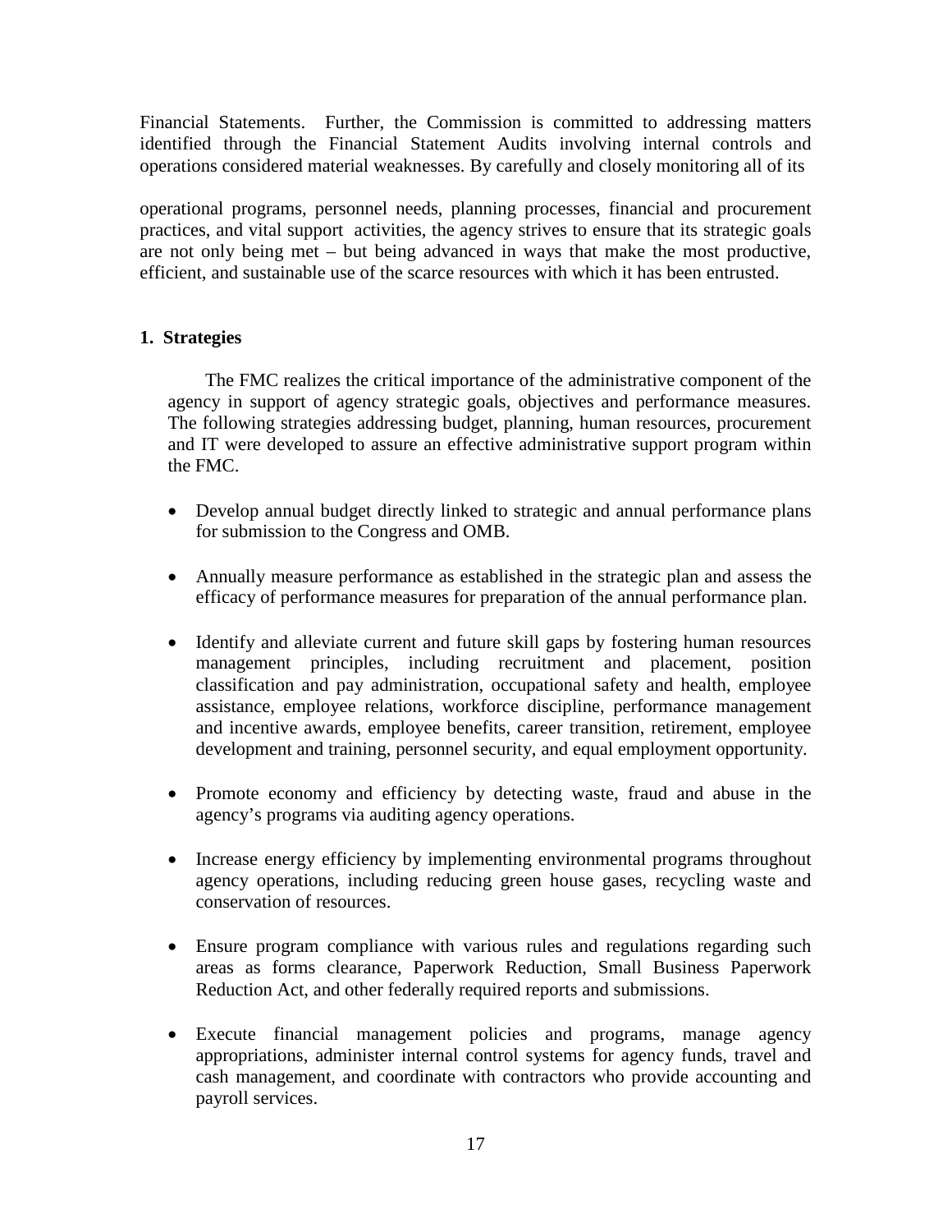Financial Statements. Further, the Commission is committed to addressing matters identified through the Financial Statement Audits involving internal controls and operations considered material weaknesses. By carefully and closely monitoring all of its

operational programs, personnel needs, planning processes, financial and procurement practices, and vital support activities, the agency strives to ensure that its strategic goals are not only being met – but being advanced in ways that make the most productive, efficient, and sustainable use of the scarce resources with which it has been entrusted.

**1. Strategies**

The FMC realizes the critical importance of the administrative component of the agency in support of agency strategic goals, objectives and performance measures. The following strategies addressing budget, planning, human resources, procurement and IT were developed to assure an effective administrative support program within the FMC.

- Develop annual budget directly linked to strategic and annual performance plans for submission to the Congress and OMB.

- Annually measure performance as established in the strategic plan and assess the efficacy of performance measures for preparation of the annual performance plan.

- Identify and alleviate current and future skill gaps by fostering human resources management principles, including recruitment and placement, position classification and pay administration, occupational safety and health, employee assistance, employee relations, workforce discipline, performance management and incentive awards, employee benefits, career transition, retirement, employee development and training, personnel security, and equal employment opportunity.

- Promote economy and efficiency by detecting waste, fraud and abuse in the agency's programs via auditing agency operations.

- Increase energy efficiency by implementing environmental programs throughout agency operations, including reducing green house gases, recycling waste and conservation of resources.

- Ensure program compliance with various rules and regulations regarding such areas as forms clearance, Paperwork Reduction, Small Business Paperwork Reduction Act, and other federally required reports and submissions.

- Execute financial management policies and programs, manage agency appropriations, administer internal control systems for agency funds, travel and cash management, and coordinate with contractors who provide accounting and payroll services.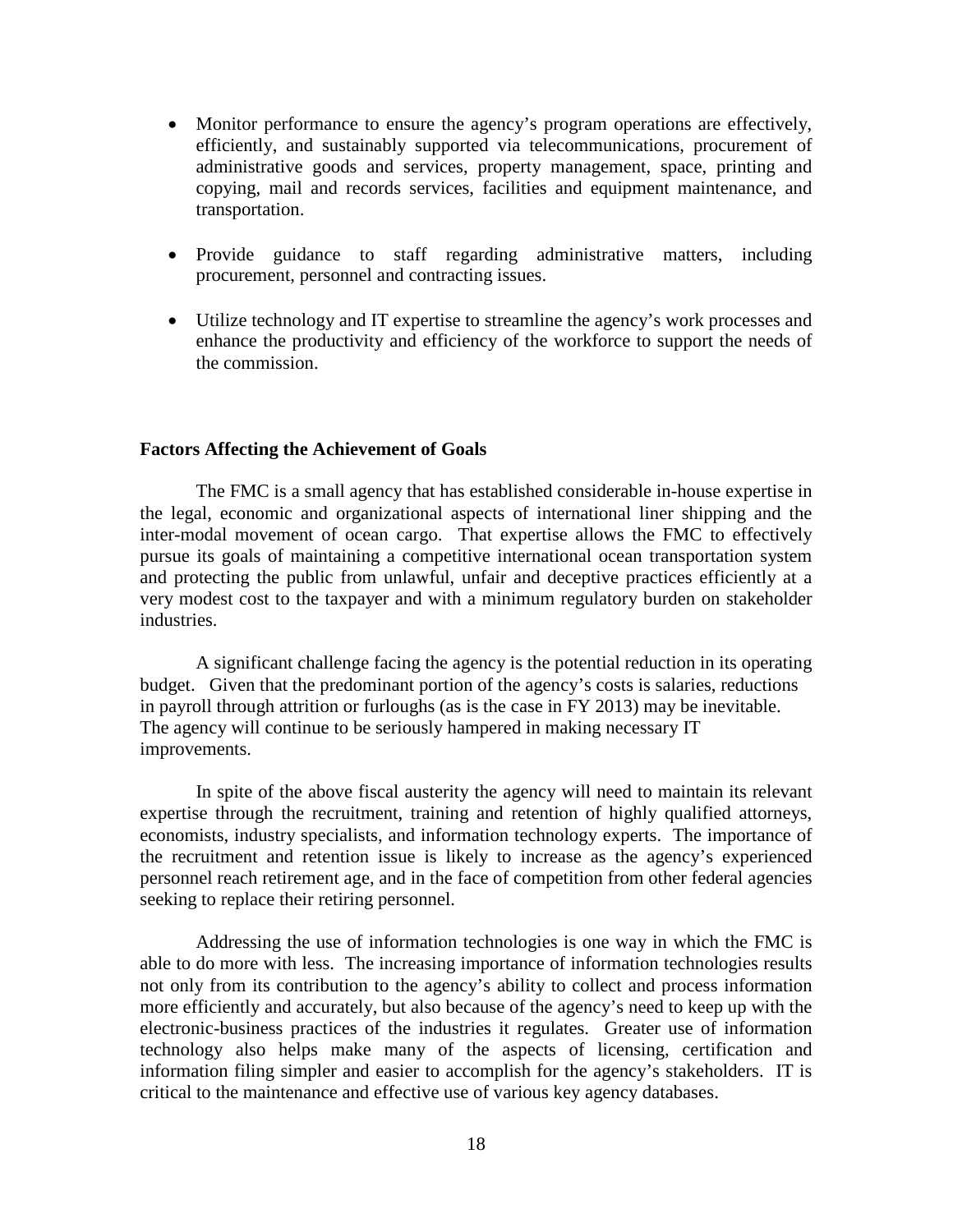- Monitor performance to ensure the agency's program operations are effectively, efficiently, and sustainably supported via telecommunications, procurement of administrative goods and services, property management, space, printing and copying, mail and records services, facilities and equipment maintenance, and transportation.

- Provide guidance to staff regarding administrative matters, including procurement, personnel and contracting issues.

- Utilize technology and IT expertise to streamline the agency's work processes and enhance the productivity and efficiency of the workforce to support the needs of the commission.

**Factors Affecting the Achievement of Goals**

The FMC is a small agency that has established considerable in-house expertise in the legal, economic and organizational aspects of international liner shipping and the inter-modal movement of ocean cargo. That expertise allows the FMC to effectively pursue its goals of maintaining a competitive international ocean transportation system and protecting the public from unlawful, unfair and deceptive practices efficiently at a very modest cost to the taxpayer and with a minimum regulatory burden on stakeholder industries.

A significant challenge facing the agency is the potential reduction in its operating budget. Given that the predominant portion of the agency's costs is salaries, reductions in payroll through attrition or furloughs (as is the case in FY 2013) may be inevitable. The agency will continue to be seriously hampered in making necessary IT improvements.

In spite of the above fiscal austerity the agency will need to maintain its relevant expertise through the recruitment, training and retention of highly qualified attorneys, economists, industry specialists, and information technology experts. The importance of the recruitment and retention issue is likely to increase as the agency's experienced personnel reach retirement age, and in the face of competition from other federal agencies seeking to replace their retiring personnel.

Addressing the use of information technologies is one way in which the FMC is able to do more with less. The increasing importance of information technologies results not only from its contribution to the agency's ability to collect and process information more efficiently and accurately, but also because of the agency's need to keep up with the electronic-business practices of the industries it regulates. Greater use of information technology also helps make many of the aspects of licensing, certification and information filing simpler and easier to accomplish for the agency's stakeholders. IT is critical to the maintenance and effective use of various key agency databases.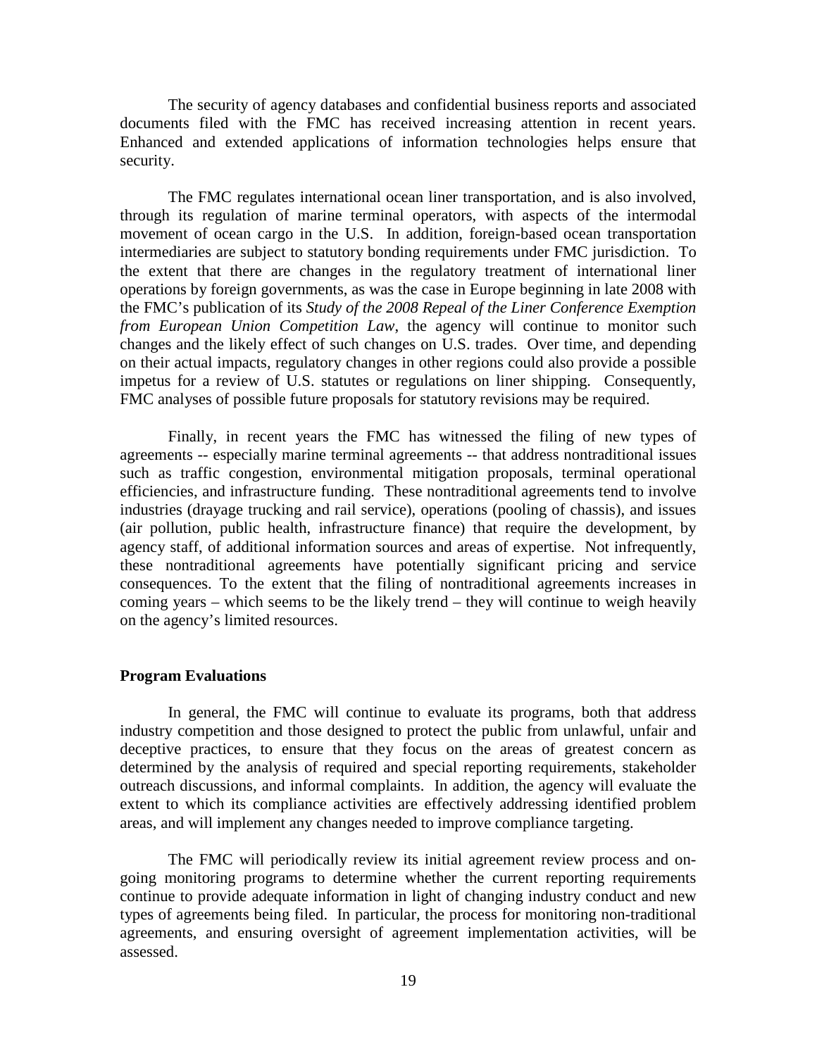The security of agency databases and confidential business reports and associated documents filed with the FMC has received increasing attention in recent years. Enhanced and extended applications of information technologies helps ensure that security.

The FMC regulates international ocean liner transportation, and is also involved, through its regulation of marine terminal operators, with aspects of the intermodal movement of ocean cargo in the U.S. In addition, foreign-based ocean transportation intermediaries are subject to statutory bonding requirements under FMC jurisdiction. To the extent that there are changes in the regulatory treatment of international liner operations by foreign governments, as was the case in Europe beginning in late 2008 with the FMC's publication of its *Study of the 2008 Repeal of the Liner Conference Exemption from European Union Competition Law*, the agency will continue to monitor such changes and the likely effect of such changes on U.S. trades. Over time, and depending on their actual impacts, regulatory changes in other regions could also provide a possible impetus for a review of U.S. statutes or regulations on liner shipping. Consequently, FMC analyses of possible future proposals for statutory revisions may be required.

Finally, in recent years the FMC has witnessed the filing of new types of agreements -- especially marine terminal agreements -- that address nontraditional issues such as traffic congestion, environmental mitigation proposals, terminal operational efficiencies, and infrastructure funding. These nontraditional agreements tend to involve industries (drayage trucking and rail service), operations (pooling of chassis), and issues (air pollution, public health, infrastructure finance) that require the development, by agency staff, of additional information sources and areas of expertise. Not infrequently, these nontraditional agreements have potentially significant pricing and service consequences. To the extent that the filing of nontraditional agreements increases in coming years – which seems to be the likely trend – they will continue to weigh heavily on the agency's limited resources.

**Program Evaluations**

In general, the FMC will continue to evaluate its programs, both that address industry competition and those designed to protect the public from unlawful, unfair and deceptive practices, to ensure that they focus on the areas of greatest concern as determined by the analysis of required and special reporting requirements, stakeholder outreach discussions, and informal complaints. In addition, the agency will evaluate the extent to which its compliance activities are effectively addressing identified problem areas, and will implement any changes needed to improve compliance targeting.

The FMC will periodically review its initial agreement review process and on-going monitoring programs to determine whether the current reporting requirements continue to provide adequate information in light of changing industry conduct and new types of agreements being filed. In particular, the process for monitoring non-traditional agreements, and ensuring oversight of agreement implementation activities, will be assessed.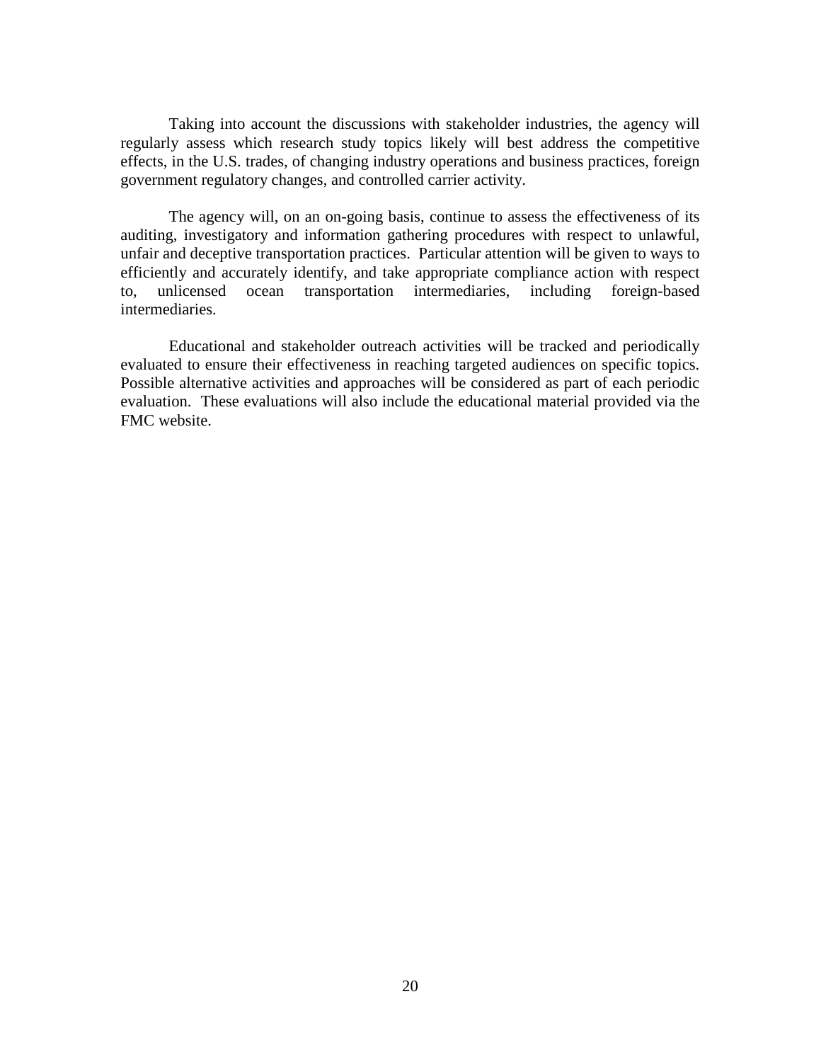Taking into account the discussions with stakeholder industries, the agency will regularly assess which research study topics likely will best address the competitive effects, in the U.S. trades, of changing industry operations and business practices, foreign government regulatory changes, and controlled carrier activity.

The agency will, on an on-going basis, continue to assess the effectiveness of its auditing, investigatory and information gathering procedures with respect to unlawful, unfair and deceptive transportation practices. Particular attention will be given to ways to efficiently and accurately identify, and take appropriate compliance action with respect to, unlicensed ocean transportation intermediaries, including foreign-based intermediaries.

Educational and stakeholder outreach activities will be tracked and periodically evaluated to ensure their effectiveness in reaching targeted audiences on specific topics. Possible alternative activities and approaches will be considered as part of each periodic evaluation. These evaluations will also include the educational material provided via the FMC website.